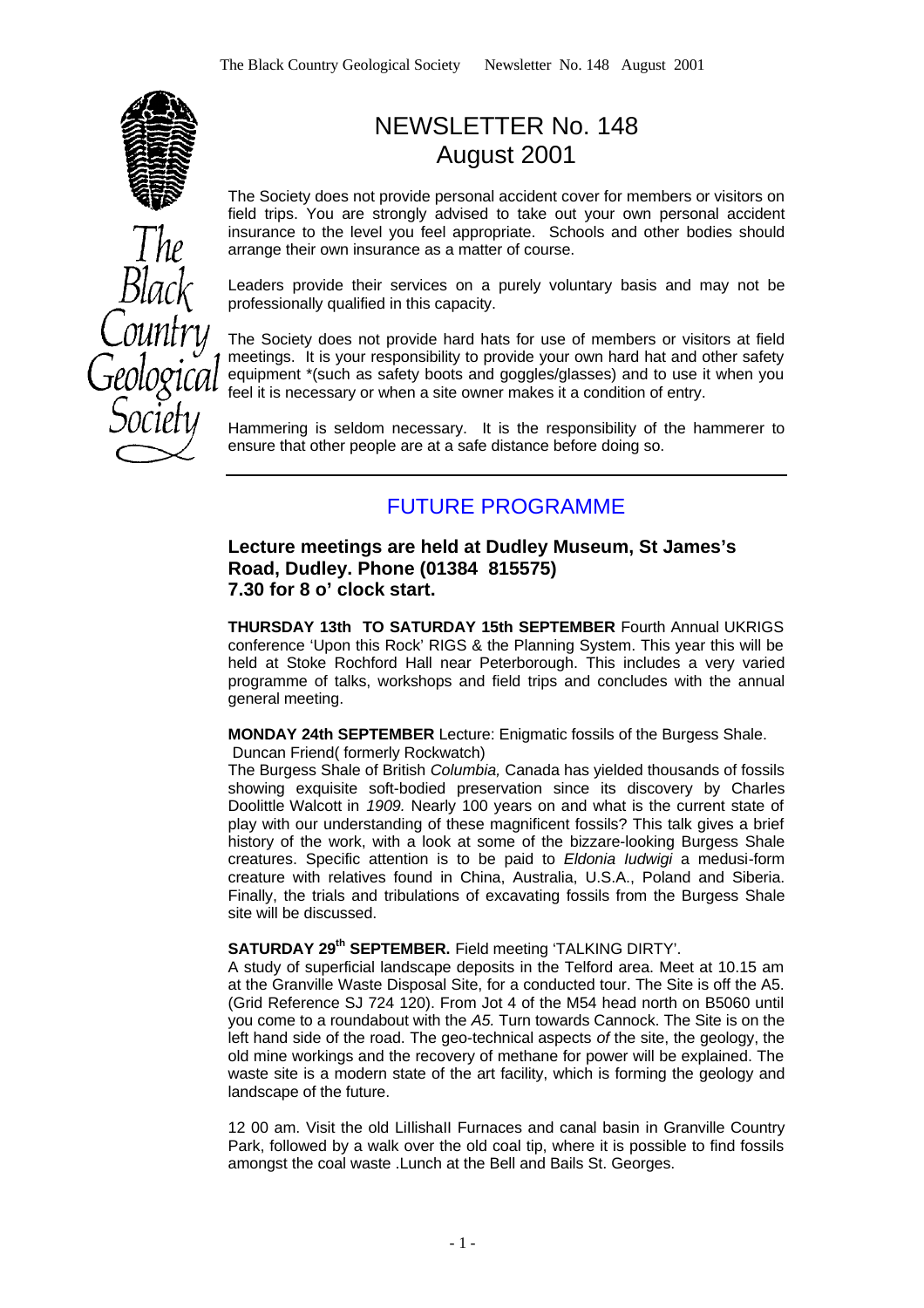# NEWSLETTER No. 148
# August 2001

The Society does not provide personal accident cover for members or visitors on field trips. You are strongly advised to take out your own personal accident insurance to the level you feel appropriate. Schools and other bodies should arrange their own insurance as a matter of course.

Leaders provide their services on a purely voluntary basis and may not be professionally qualified in this capacity.

The Society does not provide hard hats for use of members or visitors at field meetings. It is your responsibility to provide your own hard hat and other safety equipment *(such as safety boots and goggles/glasses) and to use it when you feel it is necessary or when a site owner makes it a condition of entry.

Hammering is seldom necessary. It is the responsibility of the hammerer to ensure that other people are at a safe distance before doing so.

---

## FUTURE PROGRAMME

### Lecture meetings are held at Dudley Museum, St James's Road, Dudley. Phone (01384 815575) 7.30 for 8 o' clock start.

**THURSDAY 13th TO SATURDAY 15th SEPTEMBER** Fourth Annual UKRIGS conference 'Upon this Rock' RIGS & the Planning System. This year this will be held at Stoke Rochford Hall near Peterborough. This includes a very varied programme of talks, workshops and field trips and concludes with the annual general meeting.

**MONDAY 24th SEPTEMBER** Lecture: Enigmatic fossils of the Burgess Shale.
Duncan Friend( formerly Rockwatch)

The Burgess Shale of British *Columbia,* Canada has yielded thousands of fossils showing exquisite soft-bodied preservation since its discovery by Charles Doolittle Walcott in *1909.* Nearly 100 years on and what is the current state of play with our understanding of these magnificent fossils? This talk gives a brief history of the work, with a look at some of the bizzare-looking Burgess Shale creatures. Specific attention is to be paid to *Eldonia Iudwigi* a medusi-form creature with relatives found in China, Australia, U.S.A., Poland and Siberia. Finally, the trials and tribulations of excavating fossils from the Burgess Shale site will be discussed.

**SATURDAY 29th SEPTEMBER.** Field meeting 'TALKING DIRTY'.

A study of superficial landscape deposits in the Telford area. Meet at 10.15 am at the Granville Waste Disposal Site, for a conducted tour. The Site is off the A5. (Grid Reference SJ 724 120). From Jot 4 of the M54 head north on B5060 until you come to a roundabout with the *A5.* Turn towards Cannock. The Site is on the left hand side of the road. The geo-technical aspects *of* the site, the geology, the old mine workings and the recovery of methane for power will be explained. The waste site is a modern state of the art facility, which is forming the geology and landscape of the future.

12 00 am. Visit the old LiIlishalI Furnaces and canal basin in Granville Country Park, followed by a walk over the old coal tip, where it is possible to find fossils amongst the coal waste .Lunch at the Bell and Bails St. Georges.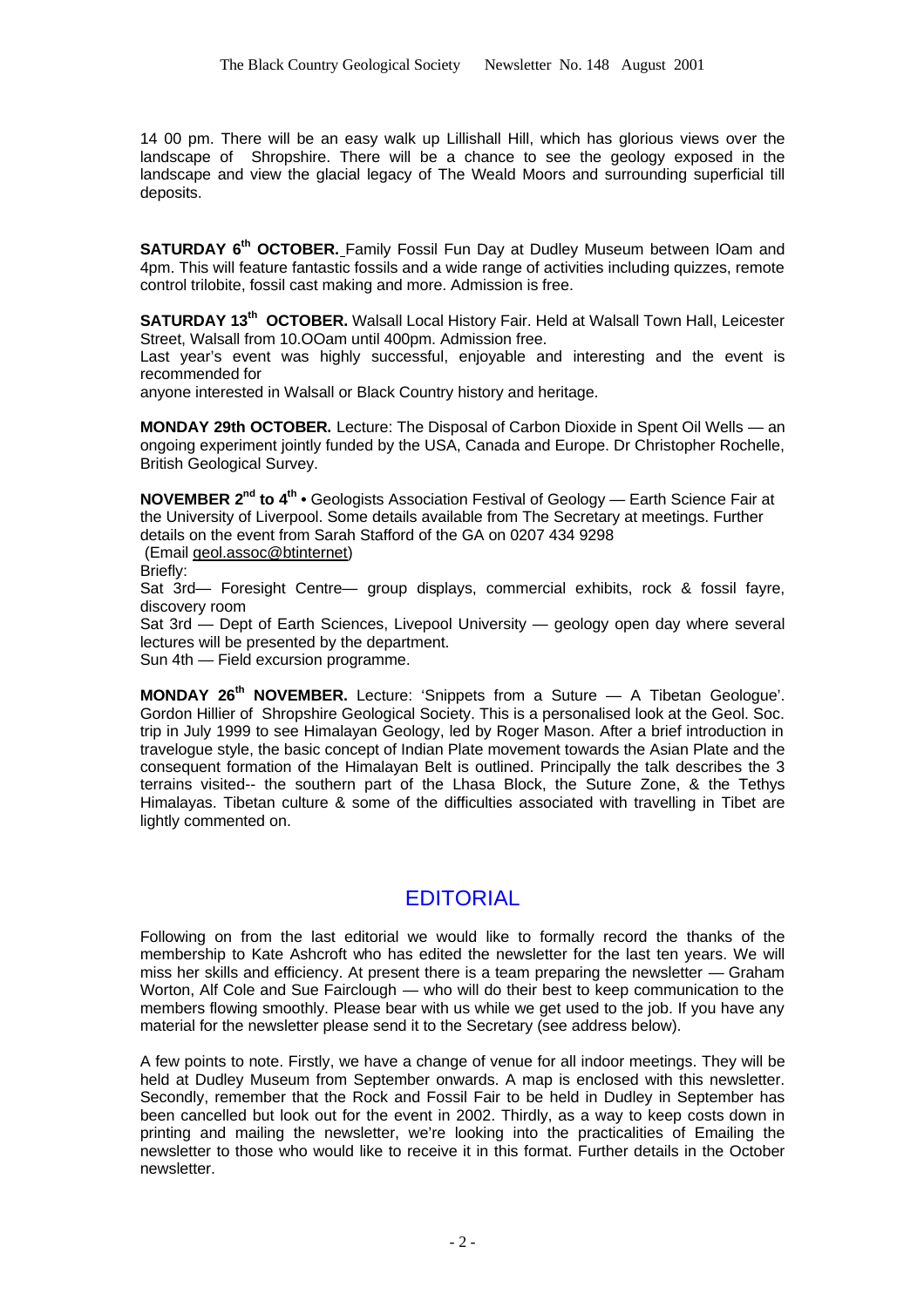14 00 pm. There will be an easy walk up Lillishall Hill, which has glorious views over the landscape of Shropshire. There will be a chance to see the geology exposed in the landscape and view the glacial legacy of The Weald Moors and surrounding superficial till deposits.

**SATURDAY 6th OCTOBER.** Family Fossil Fun Day at Dudley Museum between lOam and 4pm. This will feature fantastic fossils and a wide range of activities including quizzes, remote control trilobite, fossil cast making and more. Admission is free.

**SATURDAY 13th OCTOBER.** Walsall Local History Fair. Held at Walsall Town Hall, Leicester Street, Walsall from 10.OOam until 400pm. Admission free.

Last year's event was highly successful, enjoyable and interesting and the event is recommended for
anyone interested in Walsall or Black Country history and heritage.

**MONDAY 29th OCTOBER.** Lecture: The Disposal of Carbon Dioxide in Spent Oil Wells — an ongoing experiment jointly funded by the USA, Canada and Europe. Dr Christopher Rochelle, British Geological Survey.

**NOVEMBER 2nd to 4th** • Geologists Association Festival of Geology — Earth Science Fair at the University of Liverpool. Some details available from The Secretary at meetings. Further details on the event from Sarah Stafford of the GA on 0207 434 9298
(Email geol.assoc@btinternet)

Briefly:

Sat 3rd— Foresight Centre— group displays, commercial exhibits, rock & fossil fayre, discovery room

Sat 3rd — Dept of Earth Sciences, Livepool University — geology open day where several lectures will be presented by the department.

Sun 4th — Field excursion programme.

**MONDAY 26th NOVEMBER.** Lecture: 'Snippets from a Suture — A Tibetan Geologue'. Gordon Hillier of Shropshire Geological Society. This is a personalised look at the Geol. Soc. trip in July 1999 to see Himalayan Geology, led by Roger Mason. After a brief introduction in travelogue style, the basic concept of Indian Plate movement towards the Asian Plate and the consequent formation of the Himalayan Belt is outlined. Principally the talk describes the 3 terrains visited-- the southern part of the Lhasa Block, the Suture Zone, & the Tethys Himalayas. Tibetan culture & some of the difficulties associated with travelling in Tibet are lightly commented on.

## EDITORIAL

Following on from the last editorial we would like to formally record the thanks of the membership to Kate Ashcroft who has edited the newsletter for the last ten years. We will miss her skills and efficiency. At present there is a team preparing the newsletter — Graham Worton, Alf Cole and Sue Fairclough — who will do their best to keep communication to the members flowing smoothly. Please bear with us while we get used to the job. If you have any material for the newsletter please send it to the Secretary (see address below).

A few points to note. Firstly, we have a change of venue for all indoor meetings. They will be held at Dudley Museum from September onwards. A map is enclosed with this newsletter. Secondly, remember that the Rock and Fossil Fair to be held in Dudley in September has been cancelled but look out for the event in 2002. Thirdly, as a way to keep costs down in printing and mailing the newsletter, we're looking into the practicalities of Emailing the newsletter to those who would like to receive it in this format. Further details in the October newsletter.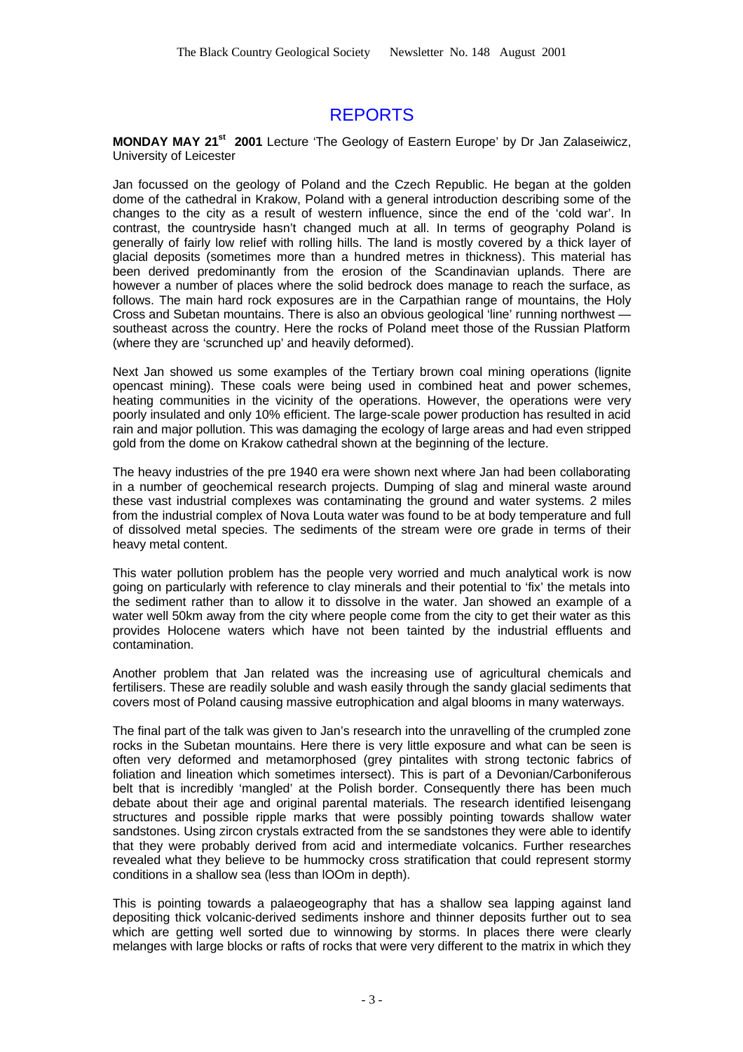# REPORTS

**MONDAY MAY 21st 2001** Lecture 'The Geology of Eastern Europe' by Dr Jan Zalaseiwicz, University of Leicester

Jan focussed on the geology of Poland and the Czech Republic. He began at the golden dome of the cathedral in Krakow, Poland with a general introduction describing some of the changes to the city as a result of western influence, since the end of the 'cold war'. In contrast, the countryside hasn't changed much at all. In terms of geography Poland is generally of fairly low relief with rolling hills. The land is mostly covered by a thick layer of glacial deposits (sometimes more than a hundred metres in thickness). This material has been derived predominantly from the erosion of the Scandinavian uplands. There are however a number of places where the solid bedrock does manage to reach the surface, as follows. The main hard rock exposures are in the Carpathian range of mountains, the Holy Cross and Subetan mountains. There is also an obvious geological 'line' running northwest — southeast across the country. Here the rocks of Poland meet those of the Russian Platform (where they are 'scrunched up' and heavily deformed).

Next Jan showed us some examples of the Tertiary brown coal mining operations (lignite opencast mining). These coals were being used in combined heat and power schemes, heating communities in the vicinity of the operations. However, the operations were very poorly insulated and only 10% efficient. The large-scale power production has resulted in acid rain and major pollution. This was damaging the ecology of large areas and had even stripped gold from the dome on Krakow cathedral shown at the beginning of the lecture.

The heavy industries of the pre 1940 era were shown next where Jan had been collaborating in a number of geochemical research projects. Dumping of slag and mineral waste around these vast industrial complexes was contaminating the ground and water systems. 2 miles from the industrial complex of Nova Louta water was found to be at body temperature and full of dissolved metal species. The sediments of the stream were ore grade in terms of their heavy metal content.

This water pollution problem has the people very worried and much analytical work is now going on particularly with reference to clay minerals and their potential to 'fix' the metals into the sediment rather than to allow it to dissolve in the water. Jan showed an example of a water well 50km away from the city where people come from the city to get their water as this provides Holocene waters which have not been tainted by the industrial effluents and contamination.

Another problem that Jan related was the increasing use of agricultural chemicals and fertilisers. These are readily soluble and wash easily through the sandy glacial sediments that covers most of Poland causing massive eutrophication and algal blooms in many waterways.

The final part of the talk was given to Jan's research into the unravelling of the crumpled zone rocks in the Subetan mountains. Here there is very little exposure and what can be seen is often very deformed and metamorphosed (grey pintalites with strong tectonic fabrics of foliation and lineation which sometimes intersect). This is part of a Devonian/Carboniferous belt that is incredibly 'mangled' at the Polish border. Consequently there has been much debate about their age and original parental materials. The research identified leisengang structures and possible ripple marks that were possibly pointing towards shallow water sandstones. Using zircon crystals extracted from the se sandstones they were able to identify that they were probably derived from acid and intermediate volcanics. Further researches revealed what they believe to be hummocky cross stratification that could represent stormy conditions in a shallow sea (less than lOOm in depth).

This is pointing towards a palaeogeography that has a shallow sea lapping against land depositing thick volcanic-derived sediments inshore and thinner deposits further out to sea which are getting well sorted due to winnowing by storms. In places there were clearly melanges with large blocks or rafts of rocks that were very different to the matrix in which they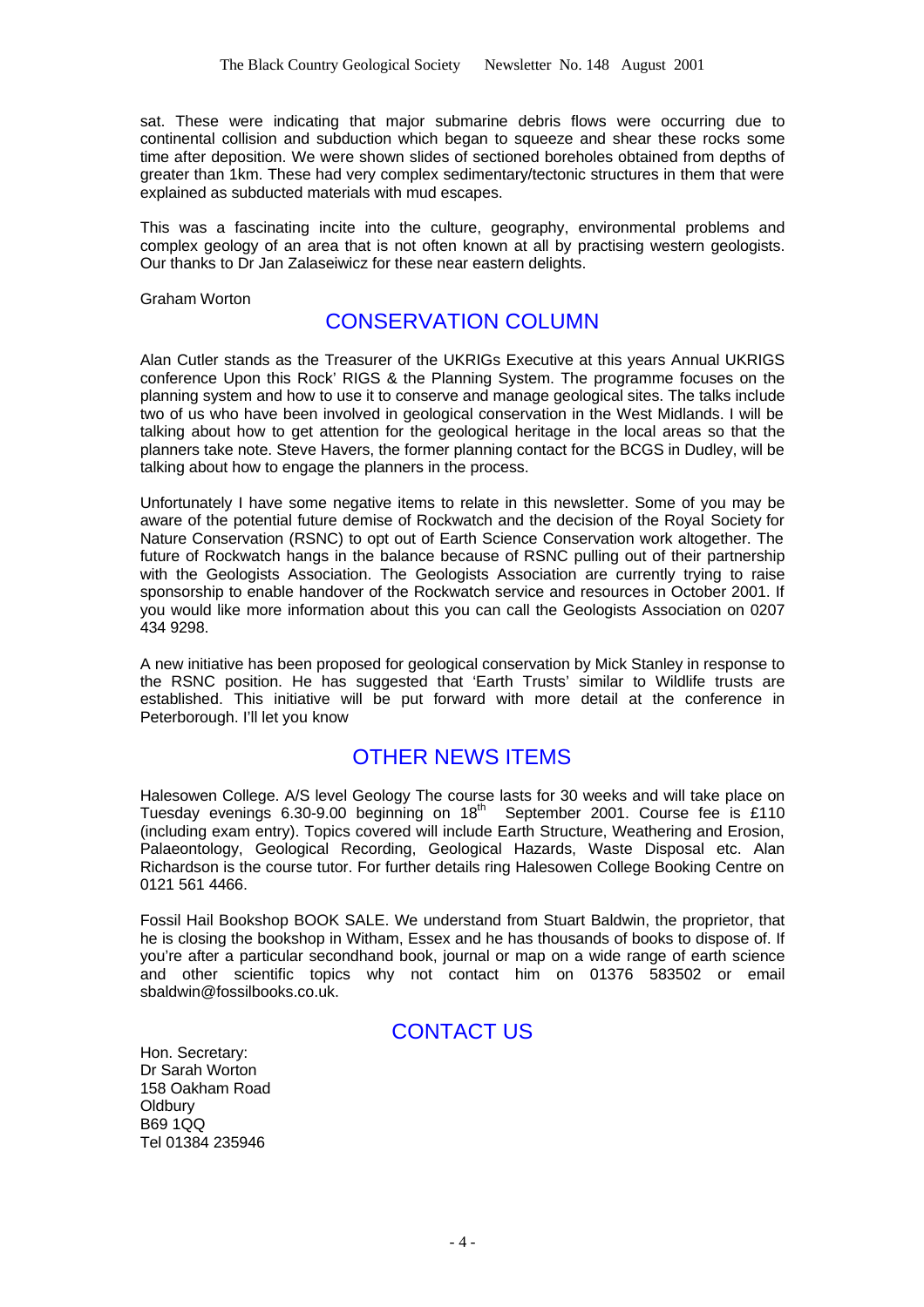sat. These were indicating that major submarine debris flows were occurring due to continental collision and subduction which began to squeeze and shear these rocks some time after deposition. We were shown slides of sectioned boreholes obtained from depths of greater than 1km. These had very complex sedimentary/tectonic structures in them that were explained as subducted materials with mud escapes.

This was a fascinating incite into the culture, geography, environmental problems and complex geology of an area that is not often known at all by practising western geologists. Our thanks to Dr Jan Zalaseiwicz for these near eastern delights.

Graham Worton

## CONSERVATION COLUMN

Alan Cutler stands as the Treasurer of the UKRIGs Executive at this years Annual UKRIGS conference Upon this Rock' RIGS & the Planning System. The programme focuses on the planning system and how to use it to conserve and manage geological sites. The talks include two of us who have been involved in geological conservation in the West Midlands. I will be talking about how to get attention for the geological heritage in the local areas so that the planners take note. Steve Havers, the former planning contact for the BCGS in Dudley, will be talking about how to engage the planners in the process.

Unfortunately I have some negative items to relate in this newsletter. Some of you may be aware of the potential future demise of Rockwatch and the decision of the Royal Society for Nature Conservation (RSNC) to opt out of Earth Science Conservation work altogether. The future of Rockwatch hangs in the balance because of RSNC pulling out of their partnership with the Geologists Association. The Geologists Association are currently trying to raise sponsorship to enable handover of the Rockwatch service and resources in October 2001. If you would like more information about this you can call the Geologists Association on 0207 434 9298.

A new initiative has been proposed for geological conservation by Mick Stanley in response to the RSNC position. He has suggested that 'Earth Trusts' similar to Wildlife trusts are established. This initiative will be put forward with more detail at the conference in Peterborough. I'll let you know

## OTHER NEWS ITEMS

Halesowen College. A/S level Geology The course lasts for 30 weeks and will take place on Tuesday evenings 6.30-9.00 beginning on 18th September 2001. Course fee is £110 (including exam entry). Topics covered will include Earth Structure, Weathering and Erosion, Palaeontology, Geological Recording, Geological Hazards, Waste Disposal etc. Alan Richardson is the course tutor. For further details ring Halesowen College Booking Centre on 0121 561 4466.

Fossil Hail Bookshop BOOK SALE. We understand from Stuart Baldwin, the proprietor, that he is closing the bookshop in Witham, Essex and he has thousands of books to dispose of. If you're after a particular secondhand book, journal or map on a wide range of earth science and other scientific topics why not contact him on 01376 583502 or email sbaldwin@fossilbooks.co.uk.

## CONTACT US

Hon. Secretary:  
Dr Sarah Worton  
158 Oakham Road  
Oldbury  
B69 1QQ  
Tel 01384 235946